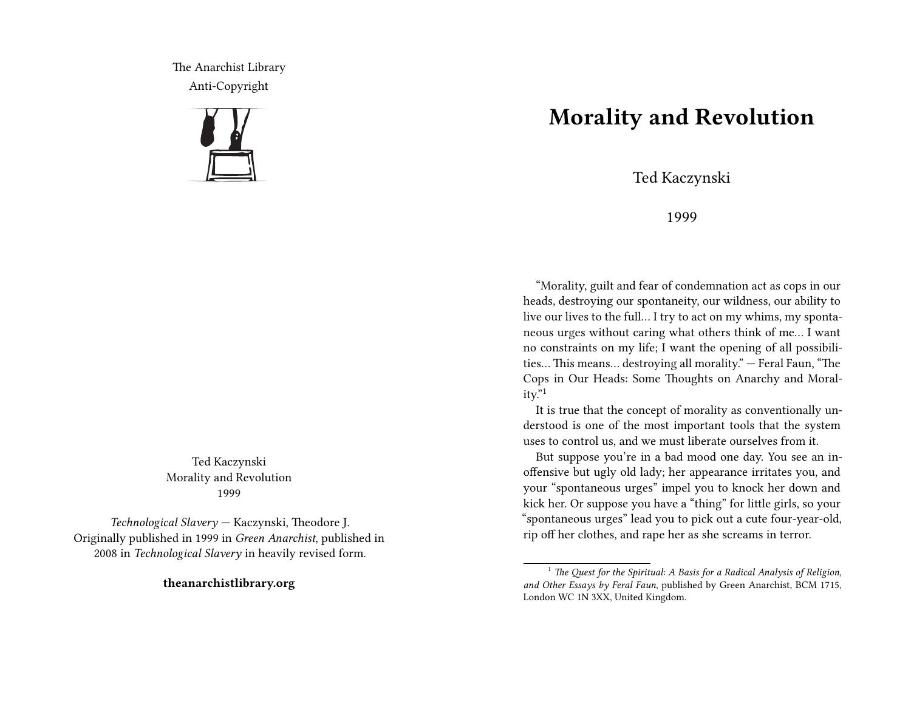The Anarchist Library
Anti-Copyright

Ted Kaczynski
Morality and Revolution
1999

*Technological Slavery* — Kaczynski, Theodore J.
Originally published in 1999 in *Green Anarchist*, published in 2008 in *Technological Slavery* in heavily revised form.

**theanarchistlibrary.org**

# Morality and Revolution

Ted Kaczynski

1999

"Morality, guilt and fear of condemnation act as cops in our heads, destroying our spontaneity, our wildness, our ability to live our lives to the full… I try to act on my whims, my spontaneous urges without caring what others think of me… I want no constraints on my life; I want the opening of all possibilities… This means… destroying all morality." — Feral Faun, "The Cops in Our Heads: Some Thoughts on Anarchy and Morality."[1]

It is true that the concept of morality as conventionally understood is one of the most important tools that the system uses to control us, and we must liberate ourselves from it.

But suppose you're in a bad mood one day. You see an inoffensive but ugly old lady; her appearance irritates you, and your "spontaneous urges" impel you to knock her down and kick her. Or suppose you have a "thing" for little girls, so your "spontaneous urges" lead you to pick out a cute four-year-old, rip off her clothes, and rape her as she screams in terror.

[1] *The Quest for the Spiritual: A Basis for a Radical Analysis of Religion, and Other Essays by Feral Faun*, published by Green Anarchist, BCM 1715, London WC 1N 3XX, United Kingdom.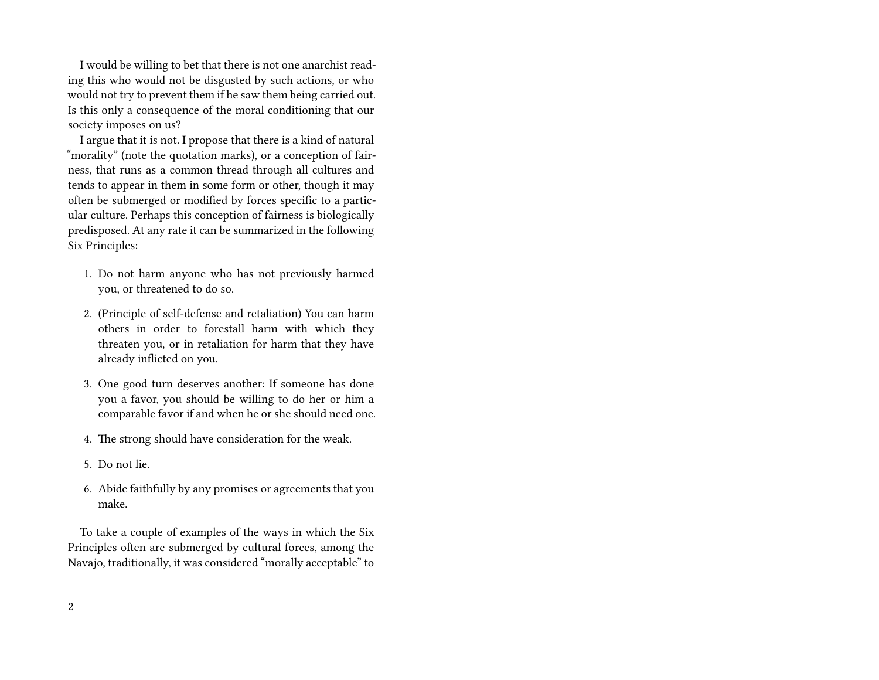I would be willing to bet that there is not one anarchist reading this who would not be disgusted by such actions, or who would not try to prevent them if he saw them being carried out. Is this only a consequence of the moral conditioning that our society imposes on us?

I argue that it is not. I propose that there is a kind of natural "morality" (note the quotation marks), or a conception of fairness, that runs as a common thread through all cultures and tends to appear in them in some form or other, though it may often be submerged or modified by forces specific to a particular culture. Perhaps this conception of fairness is biologically predisposed. At any rate it can be summarized in the following Six Principles:

1. Do not harm anyone who has not previously harmed you, or threatened to do so.
2. (Principle of self-defense and retaliation) You can harm others in order to forestall harm with which they threaten you, or in retaliation for harm that they have already inflicted on you.
3. One good turn deserves another: If someone has done you a favor, you should be willing to do her or him a comparable favor if and when he or she should need one.
4. The strong should have consideration for the weak.
5. Do not lie.
6. Abide faithfully by any promises or agreements that you make.

To take a couple of examples of the ways in which the Six Principles often are submerged by cultural forces, among the Navajo, traditionally, it was considered "morally acceptable" to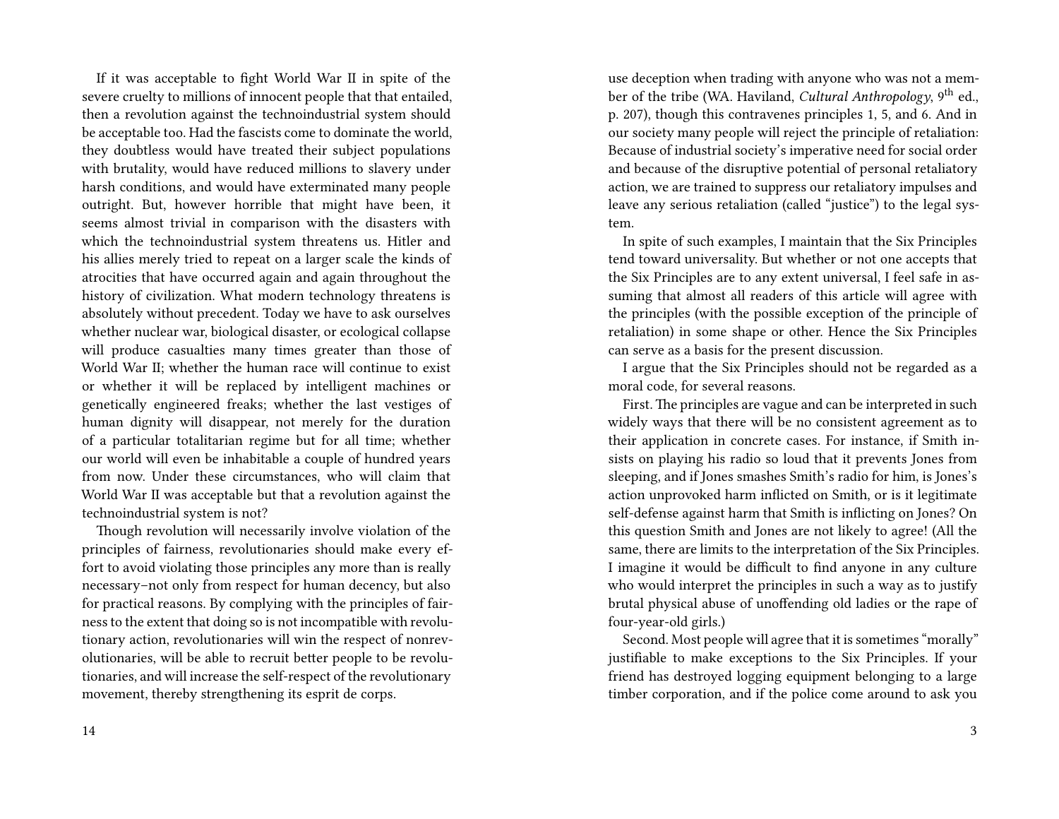If it was acceptable to fight World War II in spite of the severe cruelty to millions of innocent people that that entailed, then a revolution against the technoindustrial system should be acceptable too. Had the fascists come to dominate the world, they doubtless would have treated their subject populations with brutality, would have reduced millions to slavery under harsh conditions, and would have exterminated many people outright. But, however horrible that might have been, it seems almost trivial in comparison with the disasters with which the technoindustrial system threatens us. Hitler and his allies merely tried to repeat on a larger scale the kinds of atrocities that have occurred again and again throughout the history of civilization. What modern technology threatens is absolutely without precedent. Today we have to ask ourselves whether nuclear war, biological disaster, or ecological collapse will produce casualties many times greater than those of World War II; whether the human race will continue to exist or whether it will be replaced by intelligent machines or genetically engineered freaks; whether the last vestiges of human dignity will disappear, not merely for the duration of a particular totalitarian regime but for all time; whether our world will even be inhabitable a couple of hundred years from now. Under these circumstances, who will claim that World War II was acceptable but that a revolution against the technoindustrial system is not?

Though revolution will necessarily involve violation of the principles of fairness, revolutionaries should make every effort to avoid violating those principles any more than is really necessary–not only from respect for human decency, but also for practical reasons. By complying with the principles of fairness to the extent that doing so is not incompatible with revolutionary action, revolutionaries will win the respect of nonrevolutionaries, will be able to recruit better people to be revolutionaries, and will increase the self-respect of the revolutionary movement, thereby strengthening its esprit de corps.

use deception when trading with anyone who was not a member of the tribe (WA. Haviland, *Cultural Anthropology*, 9th ed., p. 207), though this contravenes principles 1, 5, and 6. And in our society many people will reject the principle of retaliation: Because of industrial society's imperative need for social order and because of the disruptive potential of personal retaliatory action, we are trained to suppress our retaliatory impulses and leave any serious retaliation (called "justice") to the legal system.

In spite of such examples, I maintain that the Six Principles tend toward universality. But whether or not one accepts that the Six Principles are to any extent universal, I feel safe in assuming that almost all readers of this article will agree with the principles (with the possible exception of the principle of retaliation) in some shape or other. Hence the Six Principles can serve as a basis for the present discussion.

I argue that the Six Principles should not be regarded as a moral code, for several reasons.

First. The principles are vague and can be interpreted in such widely ways that there will be no consistent agreement as to their application in concrete cases. For instance, if Smith insists on playing his radio so loud that it prevents Jones from sleeping, and if Jones smashes Smith's radio for him, is Jones's action unprovoked harm inflicted on Smith, or is it legitimate self-defense against harm that Smith is inflicting on Jones? On this question Smith and Jones are not likely to agree! (All the same, there are limits to the interpretation of the Six Principles. I imagine it would be difficult to find anyone in any culture who would interpret the principles in such a way as to justify brutal physical abuse of unoffending old ladies or the rape of four-year-old girls.)

Second. Most people will agree that it is sometimes "morally" justifiable to make exceptions to the Six Principles. If your friend has destroyed logging equipment belonging to a large timber corporation, and if the police come around to ask you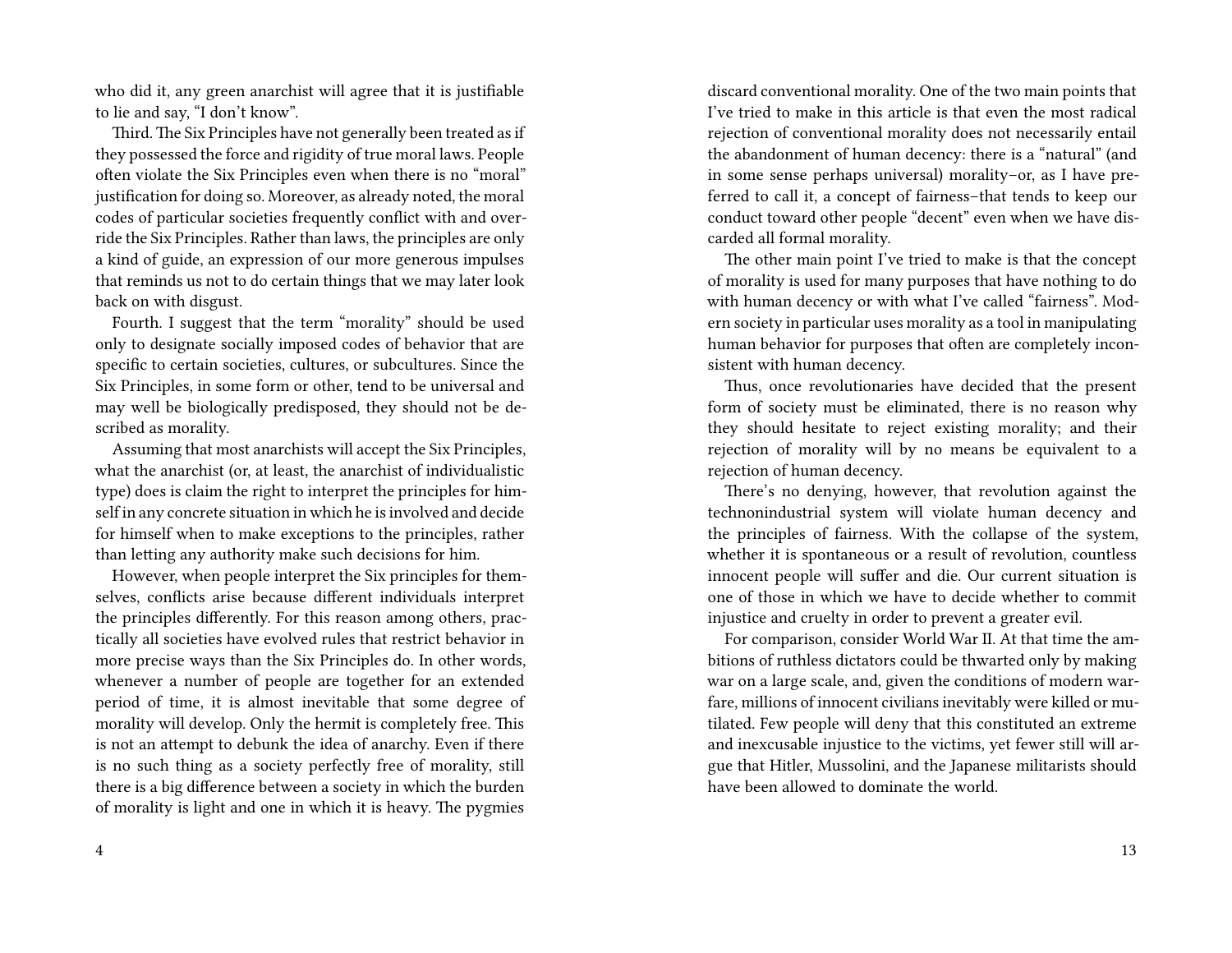who did it, any green anarchist will agree that it is justifiable to lie and say, "I don't know".

Third. The Six Principles have not generally been treated as if they possessed the force and rigidity of true moral laws. People often violate the Six Principles even when there is no "moral" justification for doing so. Moreover, as already noted, the moral codes of particular societies frequently conflict with and override the Six Principles. Rather than laws, the principles are only a kind of guide, an expression of our more generous impulses that reminds us not to do certain things that we may later look back on with disgust.

Fourth. I suggest that the term "morality" should be used only to designate socially imposed codes of behavior that are specific to certain societies, cultures, or subcultures. Since the Six Principles, in some form or other, tend to be universal and may well be biologically predisposed, they should not be described as morality.

Assuming that most anarchists will accept the Six Principles, what the anarchist (or, at least, the anarchist of individualistic type) does is claim the right to interpret the principles for himself in any concrete situation in which he is involved and decide for himself when to make exceptions to the principles, rather than letting any authority make such decisions for him.

However, when people interpret the Six principles for themselves, conflicts arise because different individuals interpret the principles differently. For this reason among others, practically all societies have evolved rules that restrict behavior in more precise ways than the Six Principles do. In other words, whenever a number of people are together for an extended period of time, it is almost inevitable that some degree of morality will develop. Only the hermit is completely free. This is not an attempt to debunk the idea of anarchy. Even if there is no such thing as a society perfectly free of morality, still there is a big difference between a society in which the burden of morality is light and one in which it is heavy. The pygmies

discard conventional morality. One of the two main points that I've tried to make in this article is that even the most radical rejection of conventional morality does not necessarily entail the abandonment of human decency: there is a "natural" (and in some sense perhaps universal) morality–or, as I have preferred to call it, a concept of fairness–that tends to keep our conduct toward other people "decent" even when we have discarded all formal morality.

The other main point I've tried to make is that the concept of morality is used for many purposes that have nothing to do with human decency or with what I've called "fairness". Modern society in particular uses morality as a tool in manipulating human behavior for purposes that often are completely inconsistent with human decency.

Thus, once revolutionaries have decided that the present form of society must be eliminated, there is no reason why they should hesitate to reject existing morality; and their rejection of morality will by no means be equivalent to a rejection of human decency.

There's no denying, however, that revolution against the technonindustrial system will violate human decency and the principles of fairness. With the collapse of the system, whether it is spontaneous or a result of revolution, countless innocent people will suffer and die. Our current situation is one of those in which we have to decide whether to commit injustice and cruelty in order to prevent a greater evil.

For comparison, consider World War II. At that time the ambitions of ruthless dictators could be thwarted only by making war on a large scale, and, given the conditions of modern warfare, millions of innocent civilians inevitably were killed or mutilated. Few people will deny that this constituted an extreme and inexcusable injustice to the victims, yet fewer still will argue that Hitler, Mussolini, and the Japanese militarists should have been allowed to dominate the world.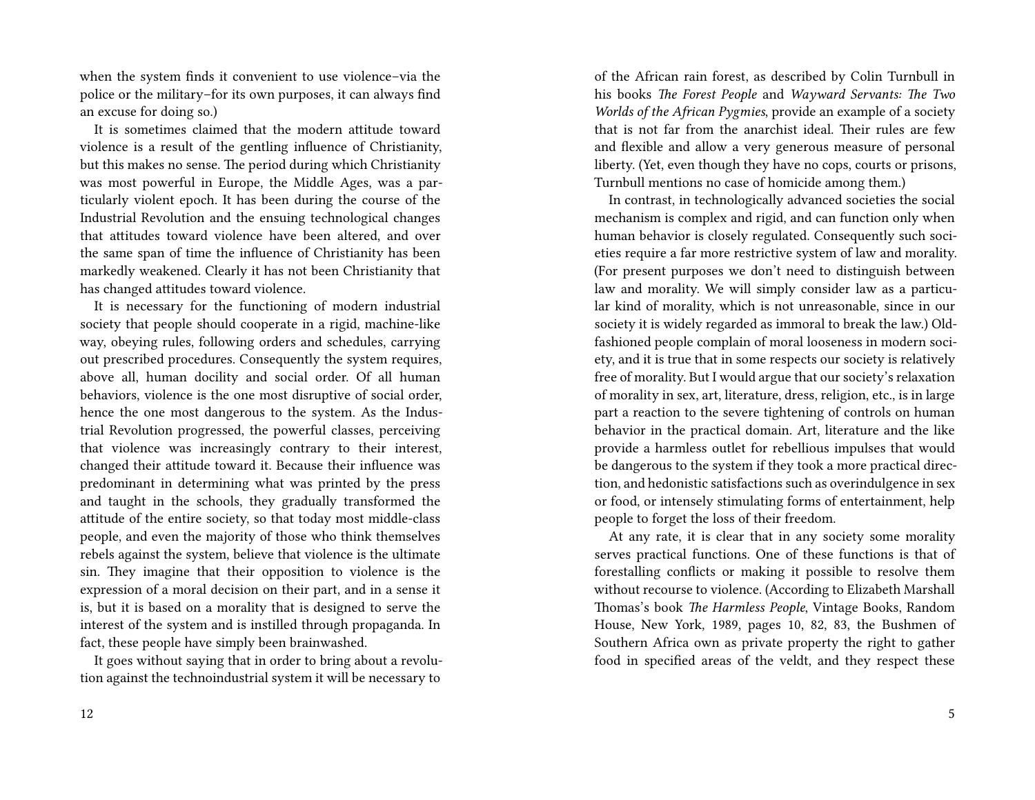when the system finds it convenient to use violence–via the police or the military–for its own purposes, it can always find an excuse for doing so.)

It is sometimes claimed that the modern attitude toward violence is a result of the gentling influence of Christianity, but this makes no sense. The period during which Christianity was most powerful in Europe, the Middle Ages, was a particularly violent epoch. It has been during the course of the Industrial Revolution and the ensuing technological changes that attitudes toward violence have been altered, and over the same span of time the influence of Christianity has been markedly weakened. Clearly it has not been Christianity that has changed attitudes toward violence.

It is necessary for the functioning of modern industrial society that people should cooperate in a rigid, machine-like way, obeying rules, following orders and schedules, carrying out prescribed procedures. Consequently the system requires, above all, human docility and social order. Of all human behaviors, violence is the one most disruptive of social order, hence the one most dangerous to the system. As the Industrial Revolution progressed, the powerful classes, perceiving that violence was increasingly contrary to their interest, changed their attitude toward it. Because their influence was predominant in determining what was printed by the press and taught in the schools, they gradually transformed the attitude of the entire society, so that today most middle-class people, and even the majority of those who think themselves rebels against the system, believe that violence is the ultimate sin. They imagine that their opposition to violence is the expression of a moral decision on their part, and in a sense it is, but it is based on a morality that is designed to serve the interest of the system and is instilled through propaganda. In fact, these people have simply been brainwashed.

It goes without saying that in order to bring about a revolution against the technoindustrial system it will be necessary to

of the African rain forest, as described by Colin Turnbull in his books *The Forest People* and *Wayward Servants: The Two Worlds of the African Pygmies*, provide an example of a society that is not far from the anarchist ideal. Their rules are few and flexible and allow a very generous measure of personal liberty. (Yet, even though they have no cops, courts or prisons, Turnbull mentions no case of homicide among them.)

In contrast, in technologically advanced societies the social mechanism is complex and rigid, and can function only when human behavior is closely regulated. Consequently such societies require a far more restrictive system of law and morality. (For present purposes we don't need to distinguish between law and morality. We will simply consider law as a particular kind of morality, which is not unreasonable, since in our society it is widely regarded as immoral to break the law.) Old-fashioned people complain of moral looseness in modern society, and it is true that in some respects our society is relatively free of morality. But I would argue that our society's relaxation of morality in sex, art, literature, dress, religion, etc., is in large part a reaction to the severe tightening of controls on human behavior in the practical domain. Art, literature and the like provide a harmless outlet for rebellious impulses that would be dangerous to the system if they took a more practical direction, and hedonistic satisfactions such as overindulgence in sex or food, or intensely stimulating forms of entertainment, help people to forget the loss of their freedom.

At any rate, it is clear that in any society some morality serves practical functions. One of these functions is that of forestalling conflicts or making it possible to resolve them without recourse to violence. (According to Elizabeth Marshall Thomas's book *The Harmless People*, Vintage Books, Random House, New York, 1989, pages 10, 82, 83, the Bushmen of Southern Africa own as private property the right to gather food in specified areas of the veldt, and they respect these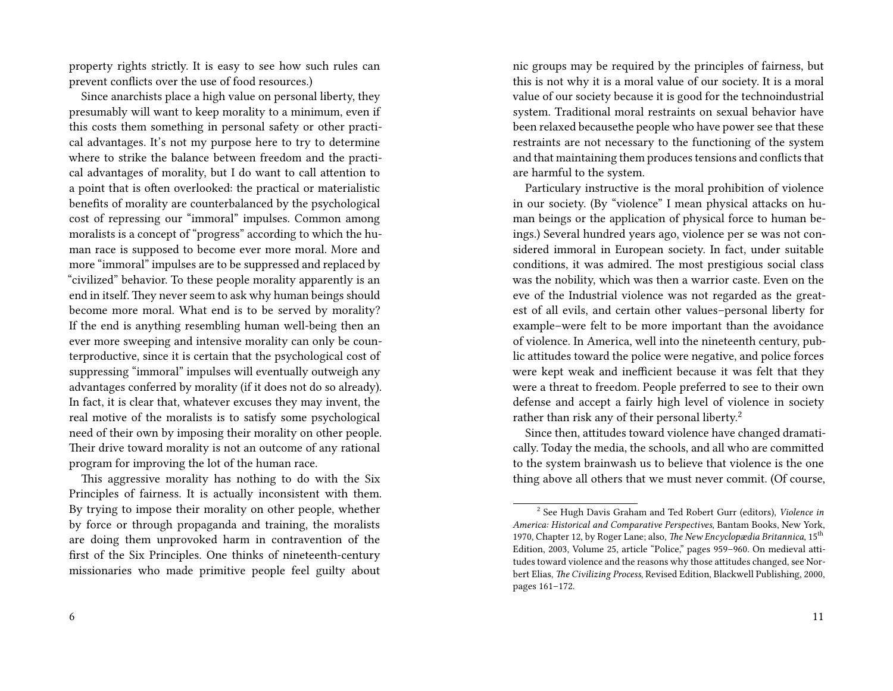property rights strictly. It is easy to see how such rules can prevent conflicts over the use of food resources.)

Since anarchists place a high value on personal liberty, they presumably will want to keep morality to a minimum, even if this costs them something in personal safety or other practical advantages. It's not my purpose here to try to determine where to strike the balance between freedom and the practical advantages of morality, but I do want to call attention to a point that is often overlooked: the practical or materialistic benefits of morality are counterbalanced by the psychological cost of repressing our "immoral" impulses. Common among moralists is a concept of "progress" according to which the human race is supposed to become ever more moral. More and more "immoral" impulses are to be suppressed and replaced by "civilized" behavior. To these people morality apparently is an end in itself. They never seem to ask why human beings should become more moral. What end is to be served by morality? If the end is anything resembling human well-being then an ever more sweeping and intensive morality can only be counterproductive, since it is certain that the psychological cost of suppressing "immoral" impulses will eventually outweigh any advantages conferred by morality (if it does not do so already). In fact, it is clear that, whatever excuses they may invent, the real motive of the moralists is to satisfy some psychological need of their own by imposing their morality on other people. Their drive toward morality is not an outcome of any rational program for improving the lot of the human race.

This aggressive morality has nothing to do with the Six Principles of fairness. It is actually inconsistent with them. By trying to impose their morality on other people, whether by force or through propaganda and training, the moralists are doing them unprovoked harm in contravention of the first of the Six Principles. One thinks of nineteenth-century missionaries who made primitive people feel guilty about

nic groups may be required by the principles of fairness, but this is not why it is a moral value of our society. It is a moral value of our society because it is good for the technoindustrial system. Traditional moral restraints on sexual behavior have been relaxed becausethe people who have power see that these restraints are not necessary to the functioning of the system and that maintaining them produces tensions and conflicts that are harmful to the system.

Particulary instructive is the moral prohibition of violence in our society. (By "violence" I mean physical attacks on human beings or the application of physical force to human beings.) Several hundred years ago, violence per se was not considered immoral in European society. In fact, under suitable conditions, it was admired. The most prestigious social class was the nobility, which was then a warrior caste. Even on the eve of the Industrial violence was not regarded as the greatest of all evils, and certain other values–personal liberty for example–were felt to be more important than the avoidance of violence. In America, well into the nineteenth century, public attitudes toward the police were negative, and police forces were kept weak and inefficient because it was felt that they were a threat to freedom. People preferred to see to their own defense and accept a fairly high level of violence in society rather than risk any of their personal liberty.[2]

Since then, attitudes toward violence have changed dramatically. Today the media, the schools, and all who are committed to the system brainwash us to believe that violence is the one thing above all others that we must never commit. (Of course,

[2] See Hugh Davis Graham and Ted Robert Gurr (editors), *Violence in America: Historical and Comparative Perspectives*, Bantam Books, New York, 1970, Chapter 12, by Roger Lane; also, *The New Encyclopædia Britannica*, 15th Edition, 2003, Volume 25, article "Police," pages 959–960. On medieval attitudes toward violence and the reasons why those attitudes changed, see Norbert Elias, *The Civilizing Process*, Revised Edition, Blackwell Publishing, 2000, pages 161–172.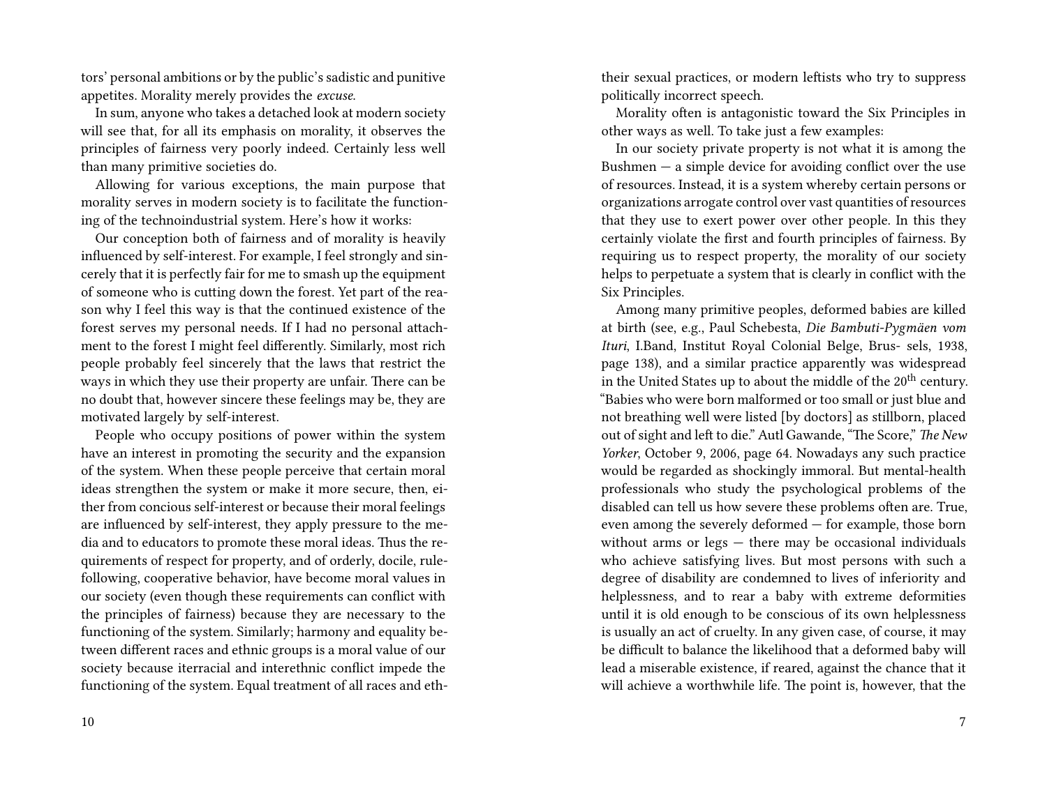tors' personal ambitions or by the public's sadistic and punitive appetites. Morality merely provides the *excuse.*

In sum, anyone who takes a detached look at modern society will see that, for all its emphasis on morality, it observes the principles of fairness very poorly indeed. Certainly less well than many primitive societies do.

Allowing for various exceptions, the main purpose that morality serves in modern society is to facilitate the functioning of the technoindustrial system. Here's how it works:

Our conception both of fairness and of morality is heavily influenced by self-interest. For example, I feel strongly and sincerely that it is perfectly fair for me to smash up the equipment of someone who is cutting down the forest. Yet part of the reason why I feel this way is that the continued existence of the forest serves my personal needs. If I had no personal attachment to the forest I might feel differently. Similarly, most rich people probably feel sincerely that the laws that restrict the ways in which they use their property are unfair. There can be no doubt that, however sincere these feelings may be, they are motivated largely by self-interest.

People who occupy positions of power within the system have an interest in promoting the security and the expansion of the system. When these people perceive that certain moral ideas strengthen the system or make it more secure, then, either from concious self-interest or because their moral feelings are influenced by self-interest, they apply pressure to the media and to educators to promote these moral ideas. Thus the requirements of respect for property, and of orderly, docile, rule-following, cooperative behavior, have become moral values in our society (even though these requirements can conflict with the principles of fairness) because they are necessary to the functioning of the system. Similarly; harmony and equality between different races and ethnic groups is a moral value of our society because iterracial and interethnic conflict impede the functioning of the system. Equal treatment of all races and eth-

their sexual practices, or modern leftists who try to suppress politically incorrect speech.

Morality often is antagonistic toward the Six Principles in other ways as well. To take just a few examples:

In our society private property is not what it is among the Bushmen — a simple device for avoiding conflict over the use of resources. Instead, it is a system whereby certain persons or organizations arrogate control over vast quantities of resources that they use to exert power over other people. In this they certainly violate the first and fourth principles of fairness. By requiring us to respect property, the morality of our society helps to perpetuate a system that is clearly in conflict with the Six Principles.

Among many primitive peoples, deformed babies are killed at birth (see, e.g., Paul Schebesta, *Die Bambuti-Pygmäen vom Ituri*, I.Band, Institut Royal Colonial Belge, Brus- sels, 1938, page 138), and a similar practice apparently was widespread in the United States up to about the middle of the 20th century. "Babies who were born malformed or too small or just blue and not breathing well were listed [by doctors] as stillborn, placed out of sight and left to die." Autl Gawande, "The Score," *The New Yorker*, October 9, 2006, page 64. Nowadays any such practice would be regarded as shockingly immoral. But mental-health professionals who study the psychological problems of the disabled can tell us how severe these problems often are. True, even among the severely deformed — for example, those born without arms or legs — there may be occasional individuals who achieve satisfying lives. But most persons with such a degree of disability are condemned to lives of inferiority and helplessness, and to rear a baby with extreme deformities until it is old enough to be conscious of its own helplessness is usually an act of cruelty. In any given case, of course, it may be difficult to balance the likelihood that a deformed baby will lead a miserable existence, if reared, against the chance that it will achieve a worthwhile life. The point is, however, that the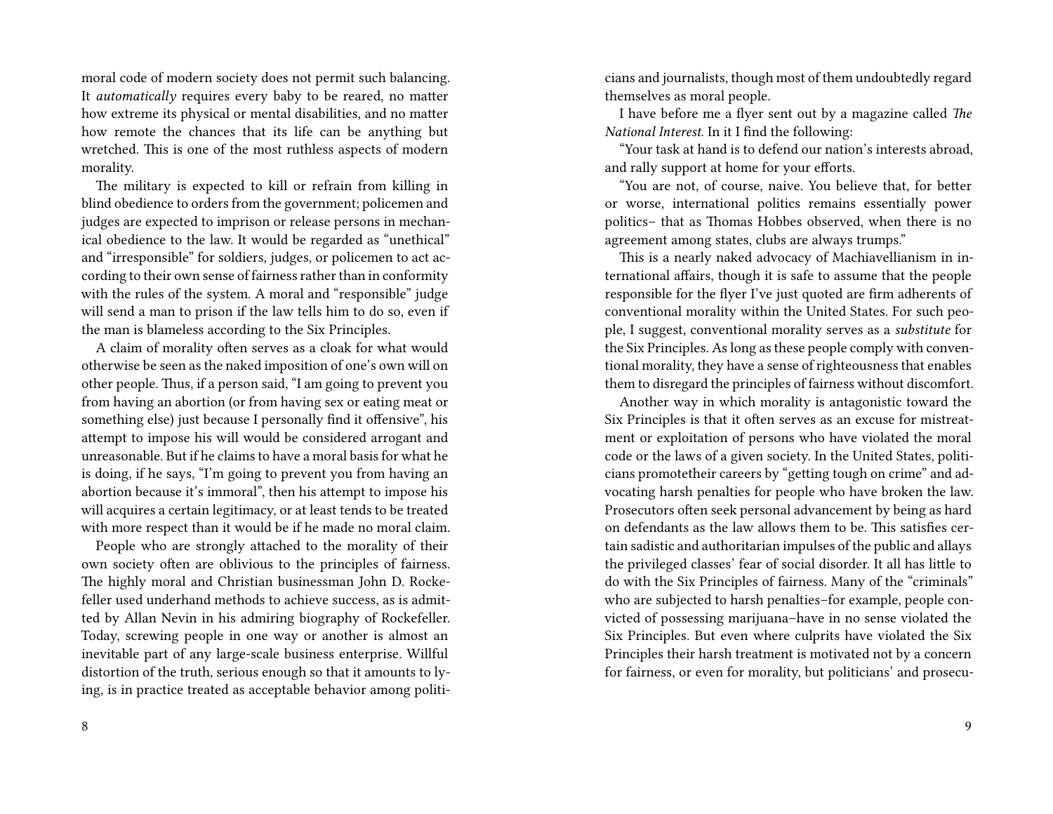moral code of modern society does not permit such balancing. It *automatically* requires every baby to be reared, no matter how extreme its physical or mental disabilities, and no matter how remote the chances that its life can be anything but wretched. This is one of the most ruthless aspects of modern morality.

The military is expected to kill or refrain from killing in blind obedience to orders from the government; policemen and judges are expected to imprison or release persons in mechanical obedience to the law. It would be regarded as "unethical" and "irresponsible" for soldiers, judges, or policemen to act according to their own sense of fairness rather than in conformity with the rules of the system. A moral and "responsible" judge will send a man to prison if the law tells him to do so, even if the man is blameless according to the Six Principles.

A claim of morality often serves as a cloak for what would otherwise be seen as the naked imposition of one's own will on other people. Thus, if a person said, "I am going to prevent you from having an abortion (or from having sex or eating meat or something else) just because I personally find it offensive", his attempt to impose his will would be considered arrogant and unreasonable. But if he claims to have a moral basis for what he is doing, if he says, "I'm going to prevent you from having an abortion because it's immoral", then his attempt to impose his will acquires a certain legitimacy, or at least tends to be treated with more respect than it would be if he made no moral claim.

People who are strongly attached to the morality of their own society often are oblivious to the principles of fairness. The highly moral and Christian businessman John D. Rockefeller used underhand methods to achieve success, as is admitted by Allan Nevin in his admiring biography of Rockefeller. Today, screwing people in one way or another is almost an inevitable part of any large-scale business enterprise. Willful distortion of the truth, serious enough so that it amounts to lying, is in practice treated as acceptable behavior among politicians and journalists, though most of them undoubtedly regard themselves as moral people.

I have before me a flyer sent out by a magazine called *The National Interest*. In it I find the following:

"Your task at hand is to defend our nation's interests abroad, and rally support at home for your efforts.

"You are not, of course, naive. You believe that, for better or worse, international politics remains essentially power politics– that as Thomas Hobbes observed, when there is no agreement among states, clubs are always trumps."

This is a nearly naked advocacy of Machiavellianism in international affairs, though it is safe to assume that the people responsible for the flyer I've just quoted are firm adherents of conventional morality within the United States. For such people, I suggest, conventional morality serves as a *substitute* for the Six Principles. As long as these people comply with conventional morality, they have a sense of righteousness that enables them to disregard the principles of fairness without discomfort.

Another way in which morality is antagonistic toward the Six Principles is that it often serves as an excuse for mistreatment or exploitation of persons who have violated the moral code or the laws of a given society. In the United States, politicians promotetheir careers by "getting tough on crime" and advocating harsh penalties for people who have broken the law. Prosecutors often seek personal advancement by being as hard on defendants as the law allows them to be. This satisfies certain sadistic and authoritarian impulses of the public and allays the privileged classes' fear of social disorder. It all has little to do with the Six Principles of fairness. Many of the "criminals" who are subjected to harsh penalties–for example, people convicted of possessing marijuana–have in no sense violated the Six Principles. But even where culprits have violated the Six Principles their harsh treatment is motivated not by a concern for fairness, or even for morality, but politicians' and prosecu-